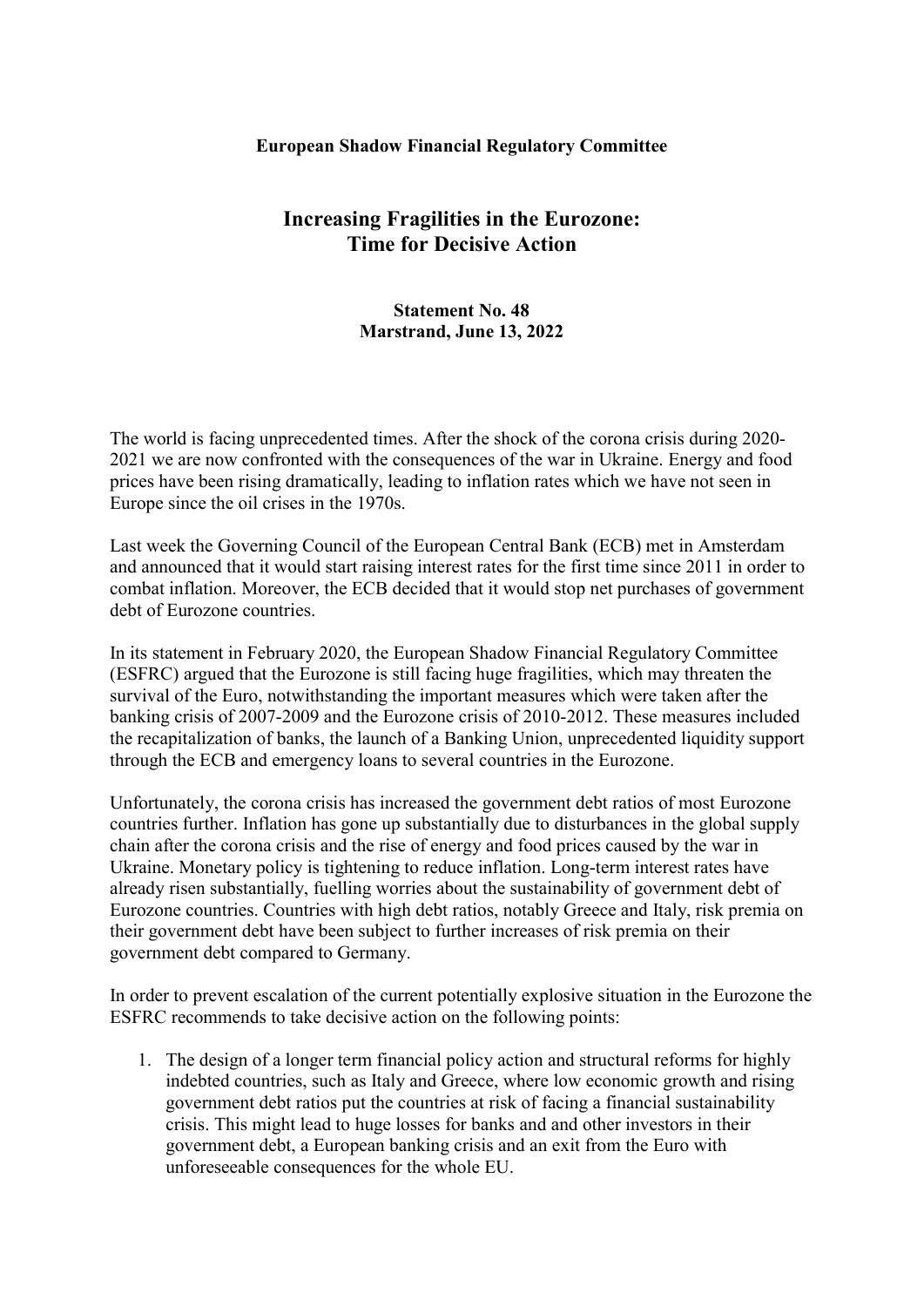**European Shadow Financial Regulatory Committee**

# Increasing Fragilities in the Eurozone: Time for Decisive Action

**Statement No. 48**
**Marstrand, June 13, 2022**

The world is facing unprecedented times. After the shock of the corona crisis during 2020-2021 we are now confronted with the consequences of the war in Ukraine. Energy and food prices have been rising dramatically, leading to inflation rates which we have not seen in Europe since the oil crises in the 1970s.

Last week the Governing Council of the European Central Bank (ECB) met in Amsterdam and announced that it would start raising interest rates for the first time since 2011 in order to combat inflation. Moreover, the ECB decided that it would stop net purchases of government debt of Eurozone countries.

In its statement in February 2020, the European Shadow Financial Regulatory Committee (ESFRC) argued that the Eurozone is still facing huge fragilities, which may threaten the survival of the Euro, notwithstanding the important measures which were taken after the banking crisis of 2007-2009 and the Eurozone crisis of 2010-2012. These measures included the recapitalization of banks, the launch of a Banking Union, unprecedented liquidity support through the ECB and emergency loans to several countries in the Eurozone.

Unfortunately, the corona crisis has increased the government debt ratios of most Eurozone countries further. Inflation has gone up substantially due to disturbances in the global supply chain after the corona crisis and the rise of energy and food prices caused by the war in Ukraine. Monetary policy is tightening to reduce inflation. Long-term interest rates have already risen substantially, fuelling worries about the sustainability of government debt of Eurozone countries. Countries with high debt ratios, notably Greece and Italy, risk premia on their government debt have been subject to further increases of risk premia on their government debt compared to Germany.

In order to prevent escalation of the current potentially explosive situation in the Eurozone the ESFRC recommends to take decisive action on the following points:

1. The design of a longer term financial policy action and structural reforms for highly indebted countries, such as Italy and Greece, where low economic growth and rising government debt ratios put the countries at risk of facing a financial sustainability crisis. This might lead to huge losses for banks and and other investors in their government debt, a European banking crisis and an exit from the Euro with unforeseeable consequences for the whole EU.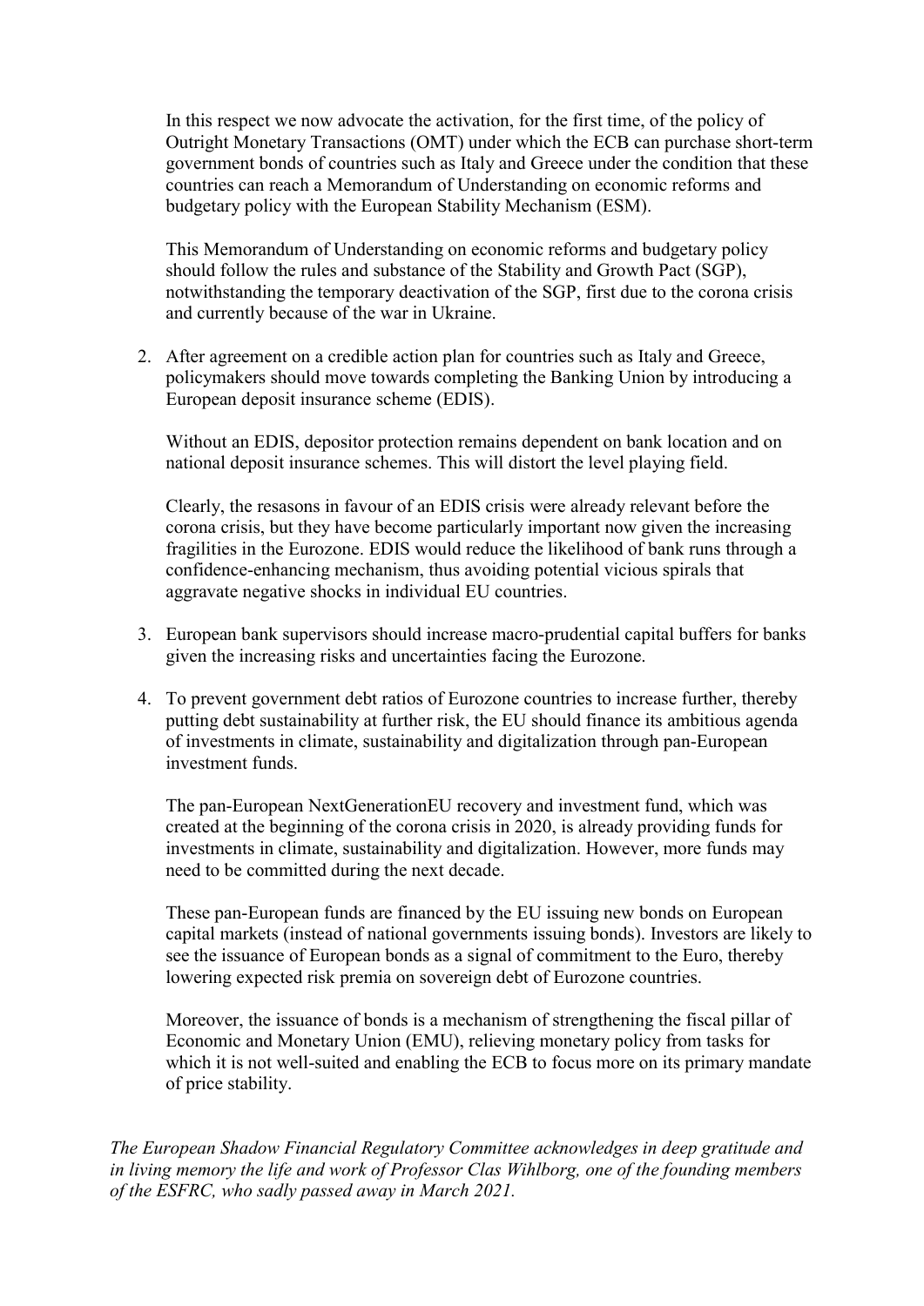In this respect we now advocate the activation, for the first time, of the policy of Outright Monetary Transactions (OMT) under which the ECB can purchase short-term government bonds of countries such as Italy and Greece under the condition that these countries can reach a Memorandum of Understanding on economic reforms and budgetary policy with the European Stability Mechanism (ESM).

This Memorandum of Understanding on economic reforms and budgetary policy should follow the rules and substance of the Stability and Growth Pact (SGP), notwithstanding the temporary deactivation of the SGP, first due to the corona crisis and currently because of the war in Ukraine.

2. After agreement on a credible action plan for countries such as Italy and Greece, policymakers should move towards completing the Banking Union by introducing a European deposit insurance scheme (EDIS).

   Without an EDIS, depositor protection remains dependent on bank location and on national deposit insurance schemes. This will distort the level playing field.

   Clearly, the resasons in favour of an EDIS crisis were already relevant before the corona crisis, but they have become particularly important now given the increasing fragilities in the Eurozone. EDIS would reduce the likelihood of bank runs through a confidence-enhancing mechanism, thus avoiding potential vicious spirals that aggravate negative shocks in individual EU countries.

3. European bank supervisors should increase macro-prudential capital buffers for banks given the increasing risks and uncertainties facing the Eurozone.

4. To prevent government debt ratios of Eurozone countries to increase further, thereby putting debt sustainability at further risk, the EU should finance its ambitious agenda of investments in climate, sustainability and digitalization through pan-European investment funds.

   The pan-European NextGenerationEU recovery and investment fund, which was created at the beginning of the corona crisis in 2020, is already providing funds for investments in climate, sustainability and digitalization. However, more funds may need to be committed during the next decade.

   These pan-European funds are financed by the EU issuing new bonds on European capital markets (instead of national governments issuing bonds). Investors are likely to see the issuance of European bonds as a signal of commitment to the Euro, thereby lowering expected risk premia on sovereign debt of Eurozone countries.

   Moreover, the issuance of bonds is a mechanism of strengthening the fiscal pillar of Economic and Monetary Union (EMU), relieving monetary policy from tasks for which it is not well-suited and enabling the ECB to focus more on its primary mandate of price stability.

*The European Shadow Financial Regulatory Committee acknowledges in deep gratitude and in living memory the life and work of Professor Clas Wihlborg, one of the founding members of the ESFRC, who sadly passed away in March 2021.*